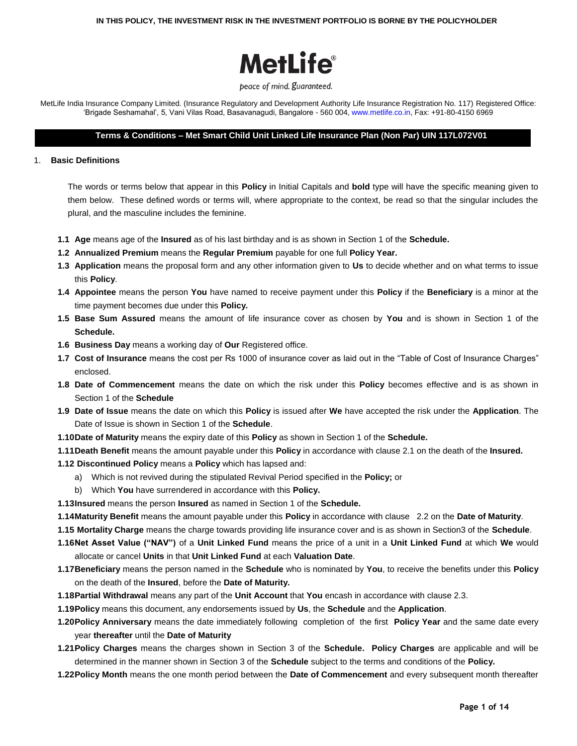**IN THIS POLICY, THE INVESTMENT RISK IN THE INVESTMENT PORTFOLIO IS BORNE BY THE POLICYHOLDER**

**MetLife®**

*peace of mind. guaranteed.*

MetLife India Insurance Company Limited. (Insurance Regulatory and Development Authority Life Insurance Registration No. 117) Registered Office: 'Brigade Seshamahal', 5, Vani Vilas Road, Basavanagudi, Bangalore - 560 004, www.metlife.co.in, Fax: +91-80-4150 6969

## Terms & Conditions – Met Smart Child Unit Linked Life Insurance Plan (Non Par) UIN 117L072V01

### 1. Basic Definitions

The words or terms below that appear in this **Policy** in Initial Capitals and **bold** type will have the specific meaning given to them below. These defined words or terms will, where appropriate to the context, be read so that the singular includes the plural, and the masculine includes the feminine.

**1.1 Age** means age of the **Insured** as of his last birthday and is as shown in Section 1 of the **Schedule.**

**1.2 Annualized Premium** means the **Regular Premium** payable for one full **Policy Year.**

**1.3 Application** means the proposal form and any other information given to **Us** to decide whether and on what terms to issue this **Policy**.

**1.4 Appointee** means the person **You** have named to receive payment under this **Policy** if the **Beneficiary** is a minor at the time payment becomes due under this **Policy.**

**1.5 Base Sum Assured** means the amount of life insurance cover as chosen by **You** and is shown in Section 1 of the **Schedule.**

**1.6 Business Day** means a working day of **Our** Registered office.

**1.7 Cost of Insurance** means the cost per Rs 1000 of insurance cover as laid out in the "Table of Cost of Insurance Charges" enclosed.

**1.8 Date of Commencement** means the date on which the risk under this **Policy** becomes effective and is as shown in Section 1 of the **Schedule**

**1.9 Date of Issue** means the date on which this **Policy** is issued after **We** have accepted the risk under the **Application**. The Date of Issue is shown in Section 1 of the **Schedule**.

**1.10 Date of Maturity** means the expiry date of this **Policy** as shown in Section 1 of the **Schedule.**

**1.11 Death Benefit** means the amount payable under this **Policy** in accordance with clause 2.1 on the death of the **Insured.**

**1.12 Discontinued Policy** means a **Policy** which has lapsed and:

a) Which is not revived during the stipulated Revival Period specified in the **Policy;** or

b) Which **You** have surrendered in accordance with this **Policy.**

**1.13 Insured** means the person **Insured** as named in Section 1 of the **Schedule.**

**1.14 Maturity Benefit** means the amount payable under this **Policy** in accordance with clause 2.2 on the **Date of Maturity**.

**1.15 Mortality Charge** means the charge towards providing life insurance cover and is as shown in Section3 of the **Schedule**.

**1.16 Net Asset Value ("NAV")** of a **Unit Linked Fund** means the price of a unit in a **Unit Linked Fund** at which **We** would allocate or cancel **Units** in that **Unit Linked Fund** at each **Valuation Date**.

**1.17 Beneficiary** means the person named in the **Schedule** who is nominated by **You**, to receive the benefits under this **Policy** on the death of the **Insured**, before the **Date of Maturity.**

**1.18 Partial Withdrawal** means any part of the **Unit Account** that **You** encash in accordance with clause 2.3.

**1.19 Policy** means this document, any endorsements issued by **Us**, the **Schedule** and the **Application**.

**1.20 Policy Anniversary** means the date immediately following completion of the first **Policy Year** and the same date every year **thereafter** until the **Date of Maturity**

**1.21 Policy Charges** means the charges shown in Section 3 of the **Schedule. Policy Charges** are applicable and will be determined in the manner shown in Section 3 of the **Schedule** subject to the terms and conditions of the **Policy.**

**1.22 Policy Month** means the one month period between the **Date of Commencement** and every subsequent month thereafter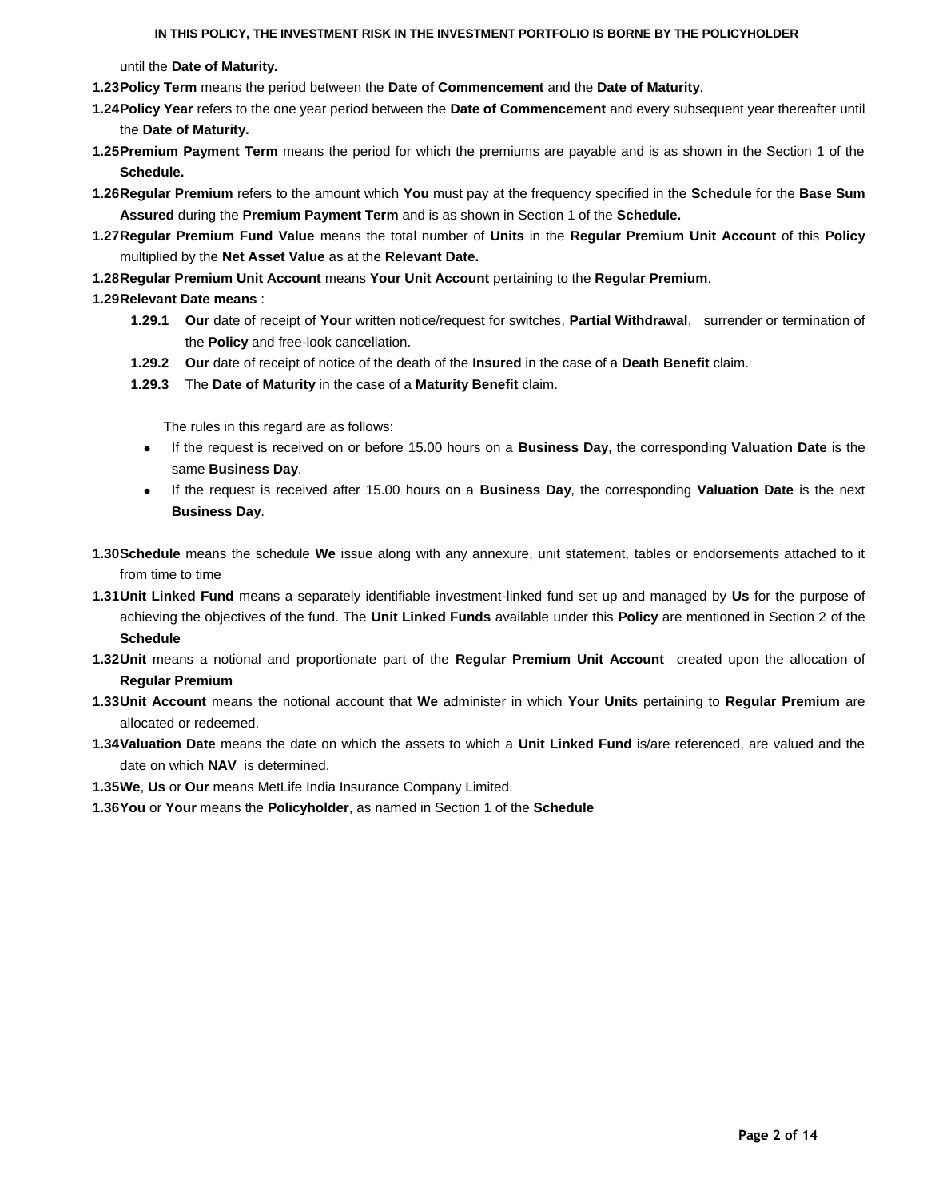until the **Date of Maturity.**

**1.23 Policy Term** means the period between the **Date of Commencement** and the **Date of Maturity**.

**1.24 Policy Year** refers to the one year period between the **Date of Commencement** and every subsequent year thereafter until the **Date of Maturity.**

**1.25 Premium Payment Term** means the period for which the premiums are payable and is as shown in the Section 1 of the **Schedule.**

**1.26 Regular Premium** refers to the amount which **You** must pay at the frequency specified in the **Schedule** for the **Base Sum Assured** during the **Premium Payment Term** and is as shown in Section 1 of the **Schedule.**

**1.27 Regular Premium Fund Value** means the total number of **Units** in the **Regular Premium Unit Account** of this **Policy** multiplied by the **Net Asset Value** as at the **Relevant Date.**

**1.28 Regular Premium Unit Account** means **Your Unit Account** pertaining to the **Regular Premium**.

**1.29 Relevant Date means** :

- **1.29.1** **Our** date of receipt of **Your** written notice/request for switches, **Partial Withdrawal**, surrender or termination of the **Policy** and free-look cancellation.
- **1.29.2** **Our** date of receipt of notice of the death of the **Insured** in the case of a **Death Benefit** claim.
- **1.29.3** The **Date of Maturity** in the case of a **Maturity Benefit** claim.

The rules in this regard are as follows:

- If the request is received on or before 15.00 hours on a **Business Day**, the corresponding **Valuation Date** is the same **Business Day**.
- If the request is received after 15.00 hours on a **Business Day**, the corresponding **Valuation Date** is the next **Business Day**.

**1.30 Schedule** means the schedule **We** issue along with any annexure, unit statement, tables or endorsements attached to it from time to time

**1.31 Unit Linked Fund** means a separately identifiable investment-linked fund set up and managed by **Us** for the purpose of achieving the objectives of the fund. The **Unit Linked Funds** available under this **Policy** are mentioned in Section 2 of the **Schedule**

**1.32 Unit** means a notional and proportionate part of the **Regular Premium Unit Account** created upon the allocation of **Regular Premium**

**1.33 Unit Account** means the notional account that **We** administer in which **Your Unit**s pertaining to **Regular Premium** are allocated or redeemed.

**1.34 Valuation Date** means the date on which the assets to which a **Unit Linked Fund** is/are referenced, are valued and the date on which **NAV** is determined.

**1.35 We**, **Us** or **Our** means MetLife India Insurance Company Limited.

**1.36 You** or **Your** means the **Policyholder**, as named in Section 1 of the **Schedule**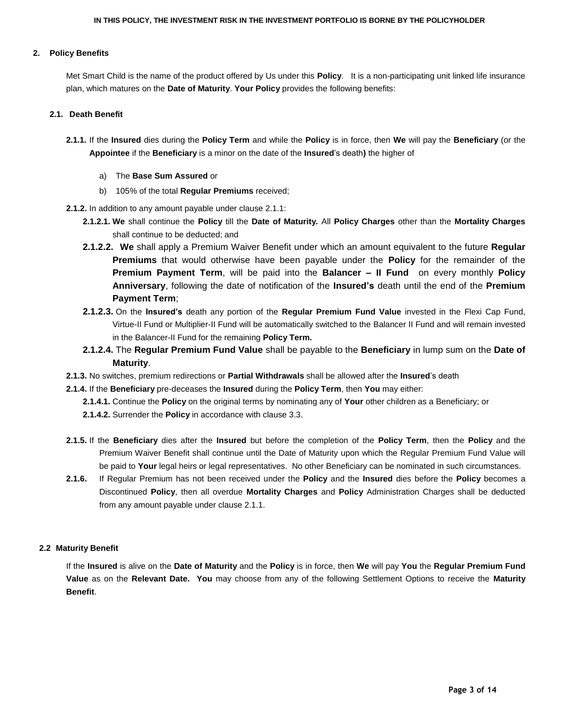**IN THIS POLICY, THE INVESTMENT RISK IN THE INVESTMENT PORTFOLIO IS BORNE BY THE POLICYHOLDER**

## 2. Policy Benefits

Met Smart Child is the name of the product offered by Us under this **Policy**. It is a non-participating unit linked life insurance plan, which matures on the **Date of Maturity**. **Your Policy** provides the following benefits:

### 2.1. Death Benefit

**2.1.1.** If the **Insured** dies during the **Policy Term** and while the **Policy** is in force, then **We** will pay the **Beneficiary** (or the **Appointee** if the **Beneficiary** is a minor on the date of the **Insured**'s death**)** the higher of

a) The **Base Sum Assured** or

b) 105% of the total **Regular Premiums** received;

**2.1.2.** In addition to any amount payable under clause 2.1.1:

**2.1.2.1. We** shall continue the **Policy** till the **Date of Maturity.** All **Policy Charges** other than the **Mortality Charges** shall continue to be deducted; and

**2.1.2.2. We** shall apply a Premium Waiver Benefit under which an amount equivalent to the future **Regular Premiums** that would otherwise have been payable under the **Policy** for the remainder of the **Premium Payment Term**, will be paid into the **Balancer – II Fund** on every monthly **Policy Anniversary**, following the date of notification of the **Insured's** death until the end of the **Premium Payment Term**;

**2.1.2.3.** On the **Insured's** death any portion of the **Regular Premium Fund Value** invested in the Flexi Cap Fund, Virtue-II Fund or Multiplier-II Fund will be automatically switched to the Balancer II Fund and will remain invested in the Balancer-II Fund for the remaining **Policy Term.**

**2.1.2.4.** The **Regular Premium Fund Value** shall be payable to the **Beneficiary** in lump sum on the **Date of Maturity**.

**2.1.3.** No switches, premium redirections or **Partial Withdrawals** shall be allowed after the **Insured**'s death

**2.1.4.** If the **Beneficiary** pre-deceases the **Insured** during the **Policy Term**, then **You** may either:

**2.1.4.1.** Continue the **Policy** on the original terms by nominating any of **Your** other children as a Beneficiary; or

**2.1.4.2.** Surrender the **Policy** in accordance with clause 3.3.

**2.1.5.** If the **Beneficiary** dies after the **Insured** but before the completion of the **Policy Term**, then the **Policy** and the Premium Waiver Benefit shall continue until the Date of Maturity upon which the Regular Premium Fund Value will be paid to **Your** legal heirs or legal representatives. No other Beneficiary can be nominated in such circumstances.

**2.1.6.** If Regular Premium has not been received under the **Policy** and the **Insured** dies before the **Policy** becomes a Discontinued **Policy**, then all overdue **Mortality Charges** and **Policy** Administration Charges shall be deducted from any amount payable under clause 2.1.1.

### 2.2 Maturity Benefit

If the **Insured** is alive on the **Date of Maturity** and the **Policy** is in force, then **We** will pay **You** the **Regular Premium Fund Value** as on the **Relevant Date. You** may choose from any of the following Settlement Options to receive the **Maturity Benefit**.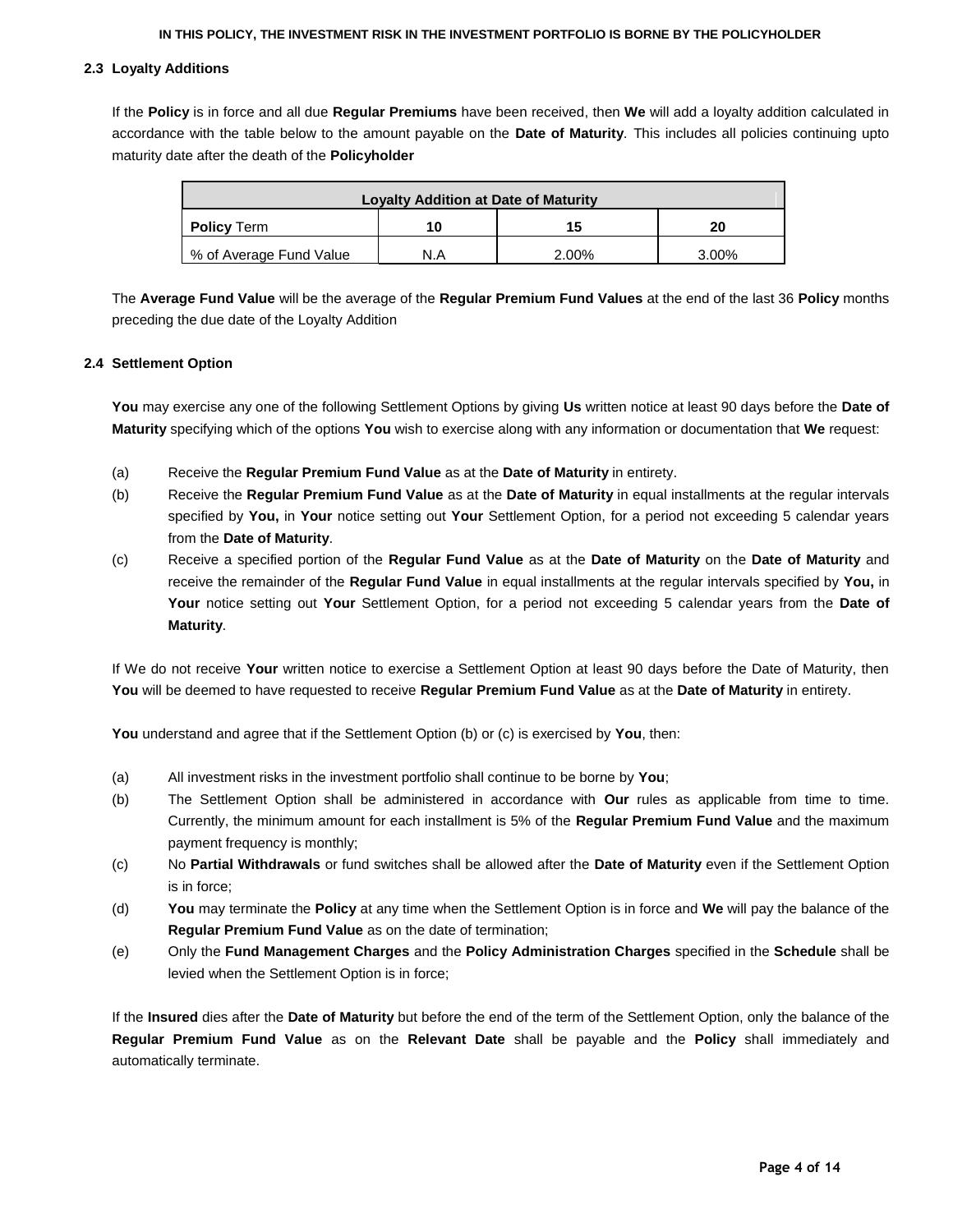**IN THIS POLICY, THE INVESTMENT RISK IN THE INVESTMENT PORTFOLIO IS BORNE BY THE POLICYHOLDER**

### 2.3 Loyalty Additions

If the **Policy** is in force and all due **Regular Premiums** have been received, then **We** will add a loyalty addition calculated in accordance with the table below to the amount payable on the **Date of Maturity**. This includes all policies continuing upto maturity date after the death of the **Policyholder**

| **Loyalty Addition at Date of Maturity** | | | |
|---|---|---|---|
| **Policy** Term | **10** | **15** | **20** |
| % of Average Fund Value | N.A | 2.00% | 3.00% |

The **Average Fund Value** will be the average of the **Regular Premium Fund Values** at the end of the last 36 **Policy** months preceding the due date of the Loyalty Addition

### 2.4 Settlement Option

**You** may exercise any one of the following Settlement Options by giving **Us** written notice at least 90 days before the **Date of Maturity** specifying which of the options **You** wish to exercise along with any information or documentation that **We** request:

(a) Receive the **Regular Premium Fund Value** as at the **Date of Maturity** in entirety.

(b) Receive the **Regular Premium Fund Value** as at the **Date of Maturity** in equal installments at the regular intervals specified by **You,** in **Your** notice setting out **Your** Settlement Option, for a period not exceeding 5 calendar years from the **Date of Maturity**.

(c) Receive a specified portion of the **Regular Fund Value** as at the **Date of Maturity** on the **Date of Maturity** and receive the remainder of the **Regular Fund Value** in equal installments at the regular intervals specified by **You,** in **Your** notice setting out **Your** Settlement Option, for a period not exceeding 5 calendar years from the **Date of Maturity**.

If We do not receive **Your** written notice to exercise a Settlement Option at least 90 days before the Date of Maturity, then **You** will be deemed to have requested to receive **Regular Premium Fund Value** as at the **Date of Maturity** in entirety.

**You** understand and agree that if the Settlement Option (b) or (c) is exercised by **You**, then:

(a) All investment risks in the investment portfolio shall continue to be borne by **You**;

(b) The Settlement Option shall be administered in accordance with **Our** rules as applicable from time to time. Currently, the minimum amount for each installment is 5% of the **Regular Premium Fund Value** and the maximum payment frequency is monthly;

(c) No **Partial Withdrawals** or fund switches shall be allowed after the **Date of Maturity** even if the Settlement Option is in force;

(d) **You** may terminate the **Policy** at any time when the Settlement Option is in force and **We** will pay the balance of the **Regular Premium Fund Value** as on the date of termination;

(e) Only the **Fund Management Charges** and the **Policy Administration Charges** specified in the **Schedule** shall be levied when the Settlement Option is in force;

If the **Insured** dies after the **Date of Maturity** but before the end of the term of the Settlement Option, only the balance of the **Regular Premium Fund Value** as on the **Relevant Date** shall be payable and the **Policy** shall immediately and automatically terminate.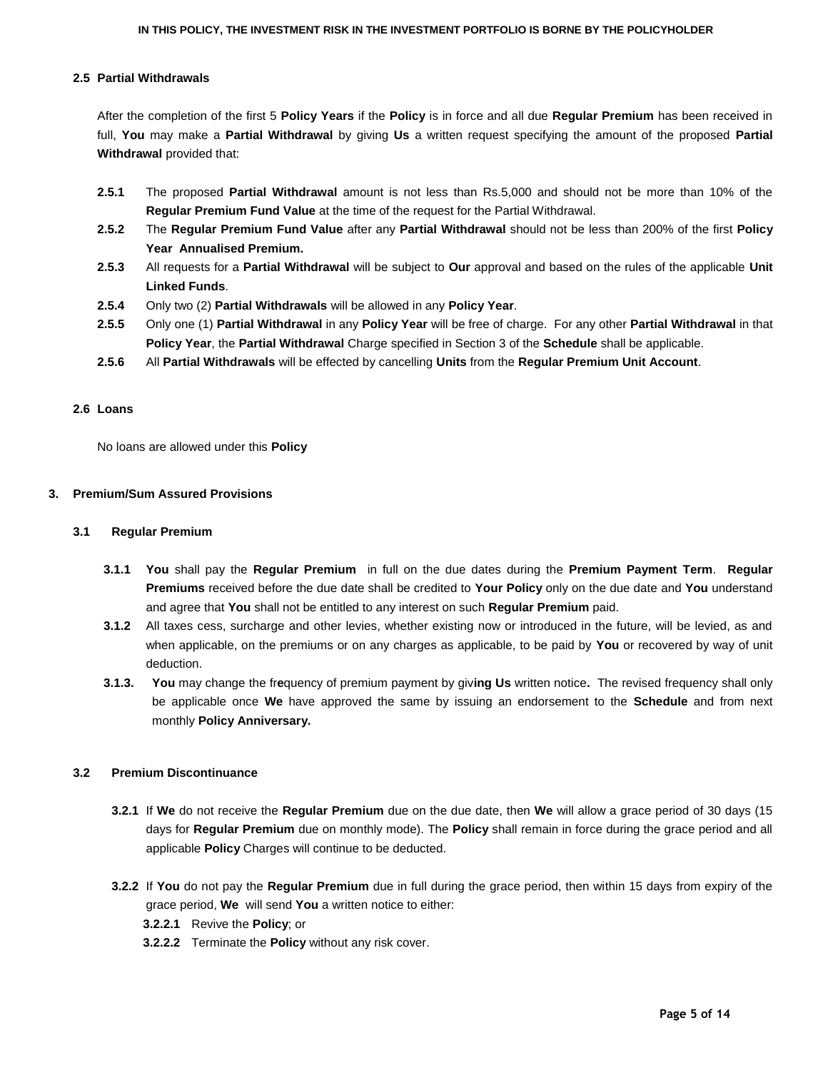**IN THIS POLICY, THE INVESTMENT RISK IN THE INVESTMENT PORTFOLIO IS BORNE BY THE POLICYHOLDER**

### 2.5 Partial Withdrawals

After the completion of the first 5 **Policy Years** if the **Policy** is in force and all due **Regular Premium** has been received in full, **You** may make a **Partial Withdrawal** by giving **Us** a written request specifying the amount of the proposed **Partial Withdrawal** provided that:

**2.5.1** The proposed **Partial Withdrawal** amount is not less than Rs.5,000 and should not be more than 10% of the **Regular Premium Fund Value** at the time of the request for the Partial Withdrawal.

**2.5.2** The **Regular Premium Fund Value** after any **Partial Withdrawal** should not be less than 200% of the first **Policy Year Annualised Premium.**

**2.5.3** All requests for a **Partial Withdrawal** will be subject to **Our** approval and based on the rules of the applicable **Unit Linked Funds**.

**2.5.4** Only two (2) **Partial Withdrawals** will be allowed in any **Policy Year**.

**2.5.5** Only one (1) **Partial Withdrawal** in any **Policy Year** will be free of charge. For any other **Partial Withdrawal** in that **Policy Year**, the **Partial Withdrawal** Charge specified in Section 3 of the **Schedule** shall be applicable.

**2.5.6** All **Partial Withdrawals** will be effected by cancelling **Units** from the **Regular Premium Unit Account**.

### 2.6 Loans

No loans are allowed under this **Policy**

## 3. Premium/Sum Assured Provisions

### 3.1 Regular Premium

**3.1.1** **You** shall pay the **Regular Premium** in full on the due dates during the **Premium Payment Term**. **Regular Premiums** received before the due date shall be credited to **Your Policy** only on the due date and **You** understand and agree that **You** shall not be entitled to any interest on such **Regular Premium** paid.

**3.1.2** All taxes cess, surcharge and other levies, whether existing now or introduced in the future, will be levied, as and when applicable, on the premiums or on any charges as applicable, to be paid by **You** or recovered by way of unit deduction.

**3.1.3.** **You** may change the frequency of premium payment by giving **Us** written notice. The revised frequency shall only be applicable once **We** have approved the same by issuing an endorsement to the **Schedule** and from next monthly **Policy Anniversary.**

### 3.2 Premium Discontinuance

**3.2.1** If **We** do not receive the **Regular Premium** due on the due date, then **We** will allow a grace period of 30 days (15 days for **Regular Premium** due on monthly mode). The **Policy** shall remain in force during the grace period and all applicable **Policy** Charges will continue to be deducted.

**3.2.2** If **You** do not pay the **Regular Premium** due in full during the grace period, then within 15 days from expiry of the grace period, **We** will send **You** a written notice to either:

**3.2.2.1** Revive the **Policy**; or

**3.2.2.2** Terminate the **Policy** without any risk cover.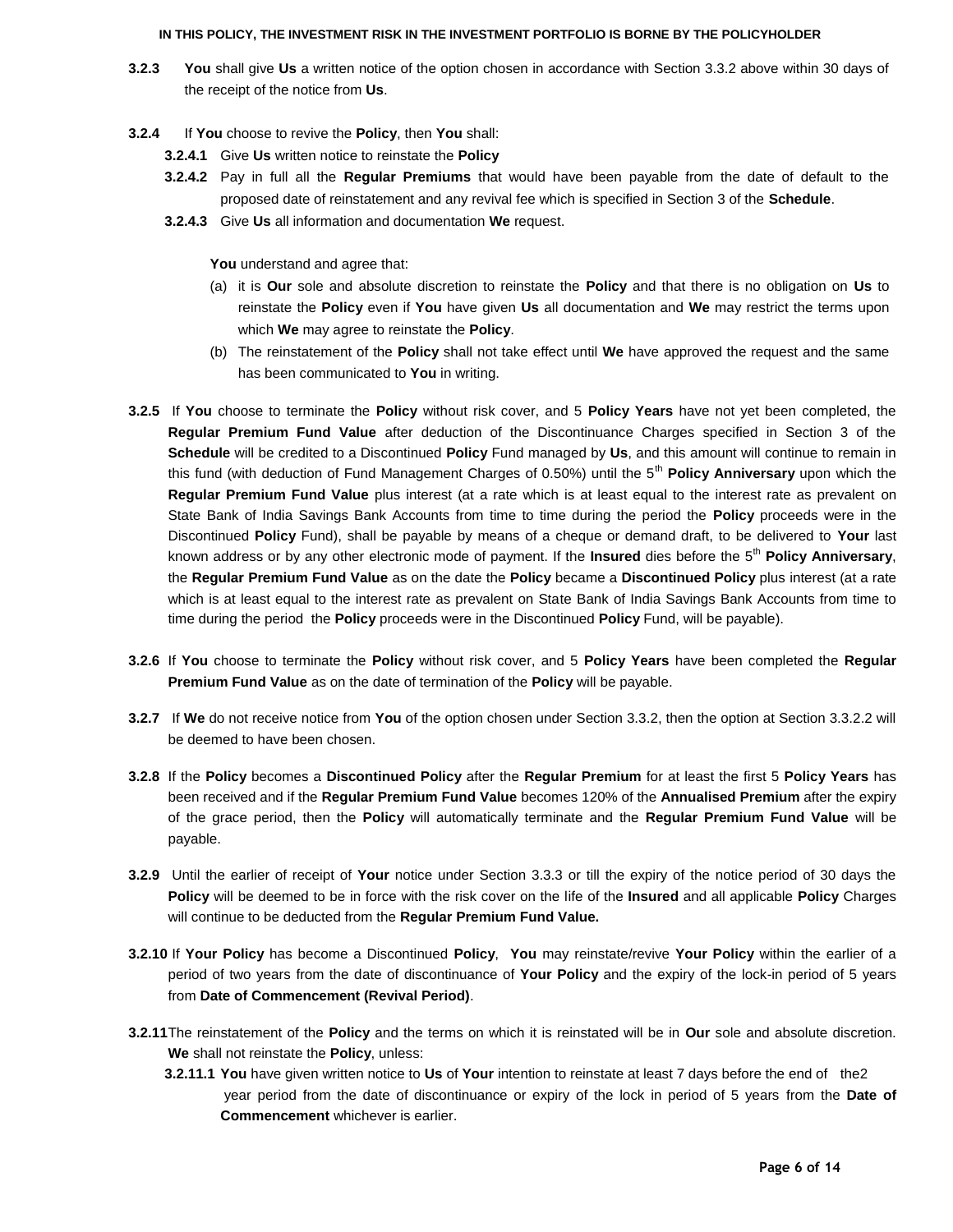**3.2.3** **You** shall give **Us** a written notice of the option chosen in accordance with Section 3.3.2 above within 30 days of the receipt of the notice from **Us**.

**3.2.4** If **You** choose to revive the **Policy**, then **You** shall:

**3.2.4.1** Give **Us** written notice to reinstate the **Policy**

**3.2.4.2** Pay in full all the **Regular Premiums** that would have been payable from the date of default to the proposed date of reinstatement and any revival fee which is specified in Section 3 of the **Schedule**.

**3.2.4.3** Give **Us** all information and documentation **We** request.

**You** understand and agree that:

(a) it is **Our** sole and absolute discretion to reinstate the **Policy** and that there is no obligation on **Us** to reinstate the **Policy** even if **You** have given **Us** all documentation and **We** may restrict the terms upon which **We** may agree to reinstate the **Policy**.

(b) The reinstatement of the **Policy** shall not take effect until **We** have approved the request and the same has been communicated to **You** in writing.

**3.2.5** If **You** choose to terminate the **Policy** without risk cover, and 5 **Policy Years** have not yet been completed, the **Regular Premium Fund Value** after deduction of the Discontinuance Charges specified in Section 3 of the **Schedule** will be credited to a Discontinued **Policy** Fund managed by **Us**, and this amount will continue to remain in this fund (with deduction of Fund Management Charges of 0.50%) until the 5th **Policy Anniversary** upon which the **Regular Premium Fund Value** plus interest (at a rate which is at least equal to the interest rate as prevalent on State Bank of India Savings Bank Accounts from time to time during the period the **Policy** proceeds were in the Discontinued **Policy** Fund), shall be payable by means of a cheque or demand draft, to be delivered to **Your** last known address or by any other electronic mode of payment. If the **Insured** dies before the 5th **Policy Anniversary**, the **Regular Premium Fund Value** as on the date the **Policy** became a **Discontinued Policy** plus interest (at a rate which is at least equal to the interest rate as prevalent on State Bank of India Savings Bank Accounts from time to time during the period the **Policy** proceeds were in the Discontinued **Policy** Fund, will be payable).

**3.2.6** If **You** choose to terminate the **Policy** without risk cover, and 5 **Policy Years** have been completed the **Regular Premium Fund Value** as on the date of termination of the **Policy** will be payable.

**3.2.7** If **We** do not receive notice from **You** of the option chosen under Section 3.3.2, then the option at Section 3.3.2.2 will be deemed to have been chosen.

**3.2.8** If the **Policy** becomes a **Discontinued Policy** after the **Regular Premium** for at least the first 5 **Policy Years** has been received and if the **Regular Premium Fund Value** becomes 120% of the **Annualised Premium** after the expiry of the grace period, then the **Policy** will automatically terminate and the **Regular Premium Fund Value** will be payable.

**3.2.9** Until the earlier of receipt of **Your** notice under Section 3.3.3 or till the expiry of the notice period of 30 days the **Policy** will be deemed to be in force with the risk cover on the life of the **Insured** and all applicable **Policy** Charges will continue to be deducted from the **Regular Premium Fund Value.**

**3.2.10** If **Your Policy** has become a Discontinued **Policy**, **You** may reinstate/revive **Your Policy** within the earlier of a period of two years from the date of discontinuance of **Your Policy** and the expiry of the lock-in period of 5 years from **Date of Commencement (Revival Period)**.

**3.2.11** The reinstatement of the **Policy** and the terms on which it is reinstated will be in **Our** sole and absolute discretion. **We** shall not reinstate the **Policy**, unless:

**3.2.11.1** **You** have given written notice to **Us** of **Your** intention to reinstate at least 7 days before the end of the2 year period from the date of discontinuance or expiry of the lock in period of 5 years from the **Date of Commencement** whichever is earlier.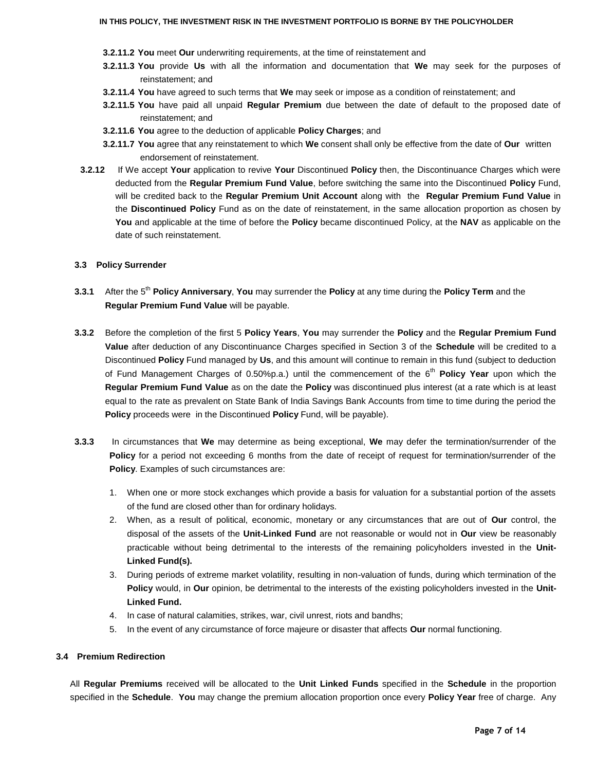**3.2.11.2** **You** meet **Our** underwriting requirements, at the time of reinstatement and

**3.2.11.3** **You** provide **Us** with all the information and documentation that **We** may seek for the purposes of reinstatement; and

**3.2.11.4** **You** have agreed to such terms that **We** may seek or impose as a condition of reinstatement; and

**3.2.11.5** **You** have paid all unpaid **Regular Premium** due between the date of default to the proposed date of reinstatement; and

**3.2.11.6** **You** agree to the deduction of applicable **Policy Charges**; and

**3.2.11.7** **You** agree that any reinstatement to which **We** consent shall only be effective from the date of **Our** written endorsement of reinstatement.

**3.2.12** If We accept **Your** application to revive **Your** Discontinued **Policy** then, the Discontinuance Charges which were deducted from the **Regular Premium Fund Value**, before switching the same into the Discontinued **Policy** Fund, will be credited back to the **Regular Premium Unit Account** along with the **Regular Premium Fund Value** in the **Discontinued Policy** Fund as on the date of reinstatement, in the same allocation proportion as chosen by **You** and applicable at the time of before the **Policy** became discontinued Policy, at the **NAV** as applicable on the date of such reinstatement.

### 3.3 Policy Surrender

**3.3.1** After the 5th **Policy Anniversary**, **You** may surrender the **Policy** at any time during the **Policy Term** and the **Regular Premium Fund Value** will be payable.

**3.3.2** Before the completion of the first 5 **Policy Years**, **You** may surrender the **Policy** and the **Regular Premium Fund Value** after deduction of any Discontinuance Charges specified in Section 3 of the **Schedule** will be credited to a Discontinued **Policy** Fund managed by **Us**, and this amount will continue to remain in this fund (subject to deduction of Fund Management Charges of 0.50%p.a.) until the commencement of the 6th **Policy Year** upon which the **Regular Premium Fund Value** as on the date the **Policy** was discontinued plus interest (at a rate which is at least equal to the rate as prevalent on State Bank of India Savings Bank Accounts from time to time during the period the **Policy** proceeds were in the Discontinued **Policy** Fund, will be payable).

**3.3.3** In circumstances that **We** may determine as being exceptional, **We** may defer the termination/surrender of the **Policy** for a period not exceeding 6 months from the date of receipt of request for termination/surrender of the **Policy**. Examples of such circumstances are:

1. When one or more stock exchanges which provide a basis for valuation for a substantial portion of the assets of the fund are closed other than for ordinary holidays.
2. When, as a result of political, economic, monetary or any circumstances that are out of **Our** control, the disposal of the assets of the **Unit-Linked Fund** are not reasonable or would not in **Our** view be reasonably practicable without being detrimental to the interests of the remaining policyholders invested in the **Unit-Linked Fund(s).**
3. During periods of extreme market volatility, resulting in non-valuation of funds, during which termination of the **Policy** would, in **Our** opinion, be detrimental to the interests of the existing policyholders invested in the **Unit-Linked Fund.**
4. In case of natural calamities, strikes, war, civil unrest, riots and bandhs;
5. In the event of any circumstance of force majeure or disaster that affects **Our** normal functioning.

### 3.4 Premium Redirection

All **Regular Premiums** received will be allocated to the **Unit Linked Funds** specified in the **Schedule** in the proportion specified in the **Schedule**. **You** may change the premium allocation proportion once every **Policy Year** free of charge. Any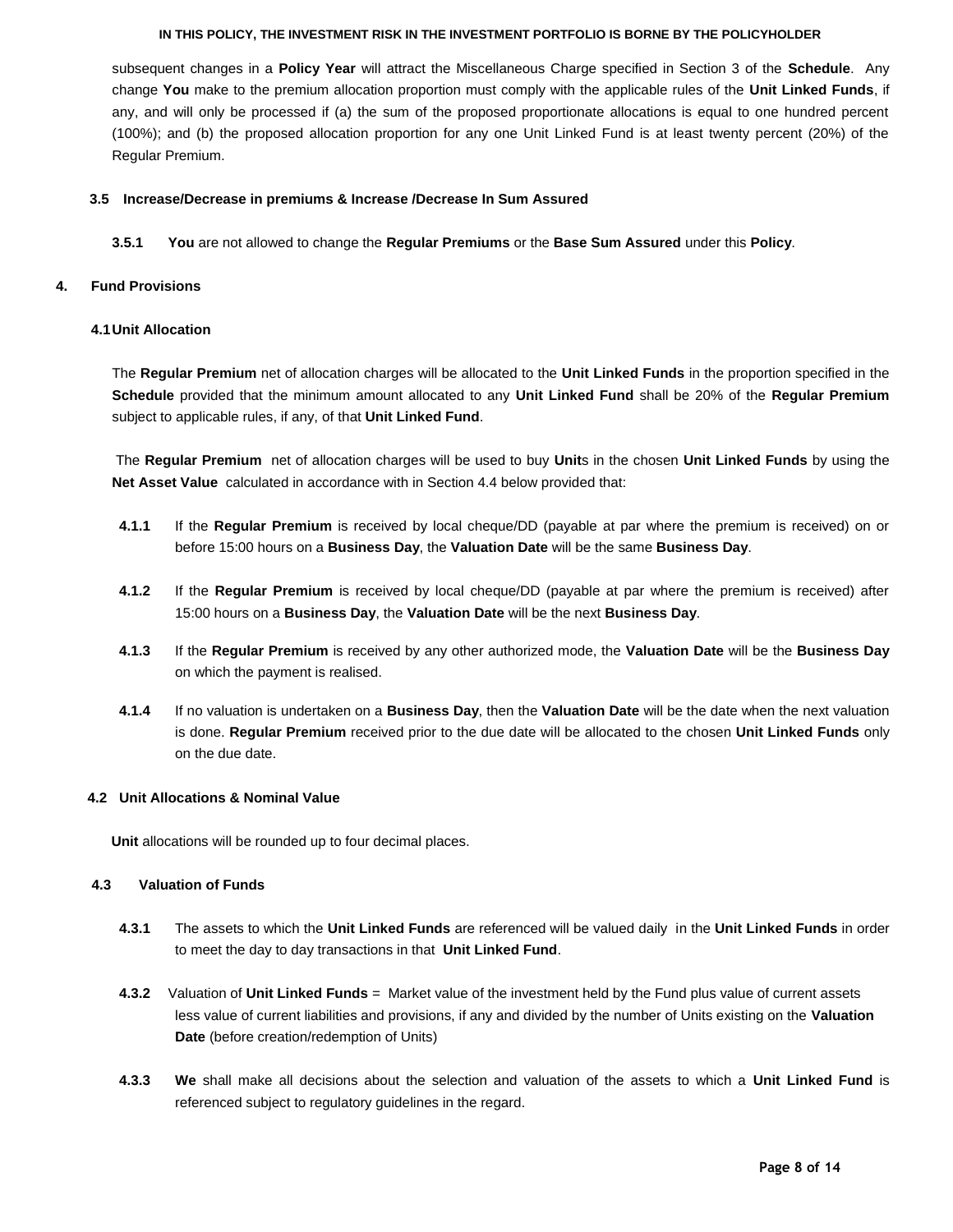subsequent changes in a **Policy Year** will attract the Miscellaneous Charge specified in Section 3 of the **Schedule**. Any change **You** make to the premium allocation proportion must comply with the applicable rules of the **Unit Linked Funds**, if any, and will only be processed if (a) the sum of the proposed proportionate allocations is equal to one hundred percent (100%); and (b) the proposed allocation proportion for any one Unit Linked Fund is at least twenty percent (20%) of the Regular Premium.

### 3.5 Increase/Decrease in premiums & Increase /Decrease In Sum Assured

**3.5.1** **You** are not allowed to change the **Regular Premiums** or the **Base Sum Assured** under this **Policy**.

## 4. Fund Provisions

### 4.1 Unit Allocation

The **Regular Premium** net of allocation charges will be allocated to the **Unit Linked Funds** in the proportion specified in the **Schedule** provided that the minimum amount allocated to any **Unit Linked Fund** shall be 20% of the **Regular Premium** subject to applicable rules, if any, of that **Unit Linked Fund**.

The **Regular Premium** net of allocation charges will be used to buy **Unit**s in the chosen **Unit Linked Funds** by using the **Net Asset Value** calculated in accordance with in Section 4.4 below provided that:

**4.1.1** If the **Regular Premium** is received by local cheque/DD (payable at par where the premium is received) on or before 15:00 hours on a **Business Day**, the **Valuation Date** will be the same **Business Day**.

**4.1.2** If the **Regular Premium** is received by local cheque/DD (payable at par where the premium is received) after 15:00 hours on a **Business Day**, the **Valuation Date** will be the next **Business Day**.

**4.1.3** If the **Regular Premium** is received by any other authorized mode, the **Valuation Date** will be the **Business Day** on which the payment is realised.

**4.1.4** If no valuation is undertaken on a **Business Day**, then the **Valuation Date** will be the date when the next valuation is done. **Regular Premium** received prior to the due date will be allocated to the chosen **Unit Linked Funds** only on the due date.

### 4.2 Unit Allocations & Nominal Value

**Unit** allocations will be rounded up to four decimal places.

### 4.3 Valuation of Funds

**4.3.1** The assets to which the **Unit Linked Funds** are referenced will be valued daily in the **Unit Linked Funds** in order to meet the day to day transactions in that **Unit Linked Fund**.

**4.3.2** Valuation of **Unit Linked Funds** = Market value of the investment held by the Fund plus value of current assets less value of current liabilities and provisions, if any and divided by the number of Units existing on the **Valuation Date** (before creation/redemption of Units)

**4.3.3** **We** shall make all decisions about the selection and valuation of the assets to which a **Unit Linked Fund** is referenced subject to regulatory guidelines in the regard.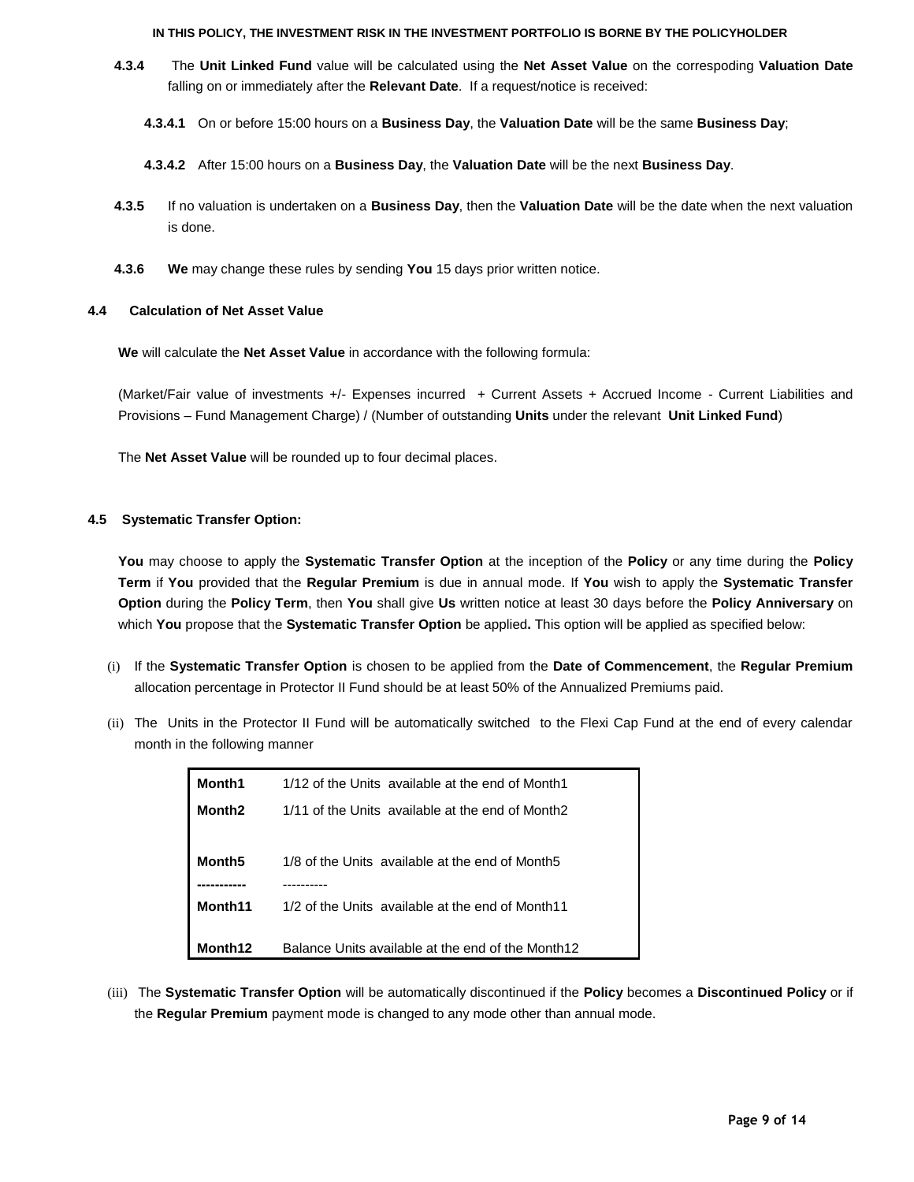**4.3.4** The **Unit Linked Fund** value will be calculated using the **Net Asset Value** on the correspoding **Valuation Date** falling on or immediately after the **Relevant Date**. If a request/notice is received:

**4.3.4.1** On or before 15:00 hours on a **Business Day**, the **Valuation Date** will be the same **Business Day**;

**4.3.4.2** After 15:00 hours on a **Business Day**, the **Valuation Date** will be the next **Business Day**.

**4.3.5** If no valuation is undertaken on a **Business Day**, then the **Valuation Date** will be the date when the next valuation is done.

**4.3.6** **We** may change these rules by sending **You** 15 days prior written notice.

### 4.4 Calculation of Net Asset Value

**We** will calculate the **Net Asset Value** in accordance with the following formula:

(Market/Fair value of investments +/- Expenses incurred + Current Assets + Accrued Income - Current Liabilities and Provisions – Fund Management Charge) / (Number of outstanding **Units** under the relevant **Unit Linked Fund**)

The **Net Asset Value** will be rounded up to four decimal places.

### 4.5 Systematic Transfer Option:

**You** may choose to apply the **Systematic Transfer Option** at the inception of the **Policy** or any time during the **Policy Term** if **You** provided that the **Regular Premium** is due in annual mode. If **You** wish to apply the **Systematic Transfer Option** during the **Policy Term**, then **You** shall give **Us** written notice at least 30 days before the **Policy Anniversary** on which **You** propose that the **Systematic Transfer Option** be applied**.** This option will be applied as specified below:

(i) If the **Systematic Transfer Option** is chosen to be applied from the **Date of Commencement**, the **Regular Premium** allocation percentage in Protector II Fund should be at least 50% of the Annualized Premiums paid.

(ii) The Units in the Protector II Fund will be automatically switched to the Flexi Cap Fund at the end of every calendar month in the following manner

| | |
|---|---|
| **Month1** | 1/12 of the Units available at the end of Month1 |
| **Month2** | 1/11 of the Units available at the end of Month2 |
| | |
| **Month5** | 1/8 of the Units available at the end of Month5 |
| **-----------** | ---------- |
| **Month11** | 1/2 of the Units available at the end of Month11 |
| **Month12** | Balance Units available at the end of the Month12 |

(iii) The **Systematic Transfer Option** will be automatically discontinued if the **Policy** becomes a **Discontinued Policy** or if the **Regular Premium** payment mode is changed to any mode other than annual mode.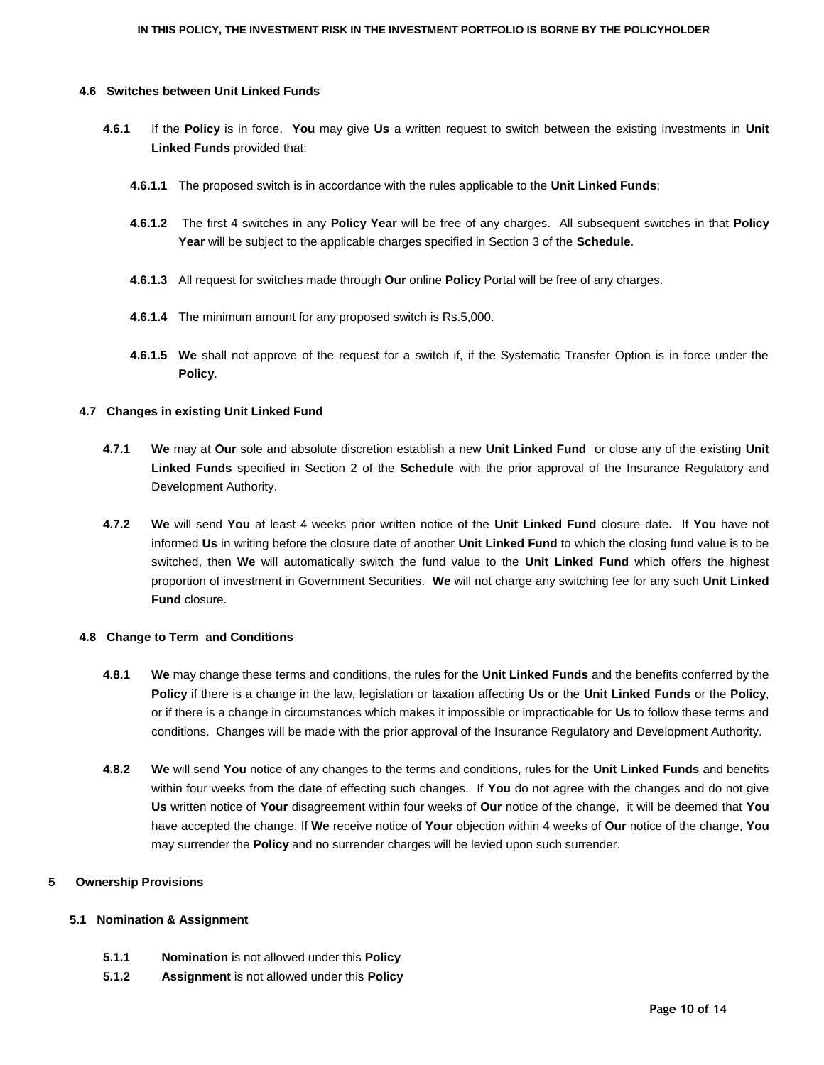**IN THIS POLICY, THE INVESTMENT RISK IN THE INVESTMENT PORTFOLIO IS BORNE BY THE POLICYHOLDER**

### 4.6 Switches between Unit Linked Funds

**4.6.1** If the **Policy** is in force, **You** may give **Us** a written request to switch between the existing investments in **Unit Linked Funds** provided that:

**4.6.1.1** The proposed switch is in accordance with the rules applicable to the **Unit Linked Funds**;

**4.6.1.2** The first 4 switches in any **Policy Year** will be free of any charges. All subsequent switches in that **Policy Year** will be subject to the applicable charges specified in Section 3 of the **Schedule**.

**4.6.1.3** All request for switches made through **Our** online **Policy** Portal will be free of any charges.

**4.6.1.4** The minimum amount for any proposed switch is Rs.5,000.

**4.6.1.5** **We** shall not approve of the request for a switch if, if the Systematic Transfer Option is in force under the **Policy**.

### 4.7 Changes in existing Unit Linked Fund

**4.7.1** **We** may at **Our** sole and absolute discretion establish a new **Unit Linked Fund** or close any of the existing **Unit Linked Funds** specified in Section 2 of the **Schedule** with the prior approval of the Insurance Regulatory and Development Authority.

**4.7.2** **We** will send **You** at least 4 weeks prior written notice of the **Unit Linked Fund** closure date**.** If **You** have not informed **Us** in writing before the closure date of another **Unit Linked Fund** to which the closing fund value is to be switched, then **We** will automatically switch the fund value to the **Unit Linked Fund** which offers the highest proportion of investment in Government Securities. **We** will not charge any switching fee for any such **Unit Linked Fund** closure.

### 4.8 Change to Term and Conditions

**4.8.1** **We** may change these terms and conditions, the rules for the **Unit Linked Funds** and the benefits conferred by the **Policy** if there is a change in the law, legislation or taxation affecting **Us** or the **Unit Linked Funds** or the **Policy**, or if there is a change in circumstances which makes it impossible or impracticable for **Us** to follow these terms and conditions. Changes will be made with the prior approval of the Insurance Regulatory and Development Authority.

**4.8.2** **We** will send **You** notice of any changes to the terms and conditions, rules for the **Unit Linked Funds** and benefits within four weeks from the date of effecting such changes. If **You** do not agree with the changes and do not give **Us** written notice of **Your** disagreement within four weeks of **Our** notice of the change, it will be deemed that **You** have accepted the change. If **We** receive notice of **Your** objection within 4 weeks of **Our** notice of the change, **You** may surrender the **Policy** and no surrender charges will be levied upon such surrender.

## 5 Ownership Provisions

### 5.1 Nomination & Assignment

**5.1.1** **Nomination** is not allowed under this **Policy**

**5.1.2** **Assignment** is not allowed under this **Policy**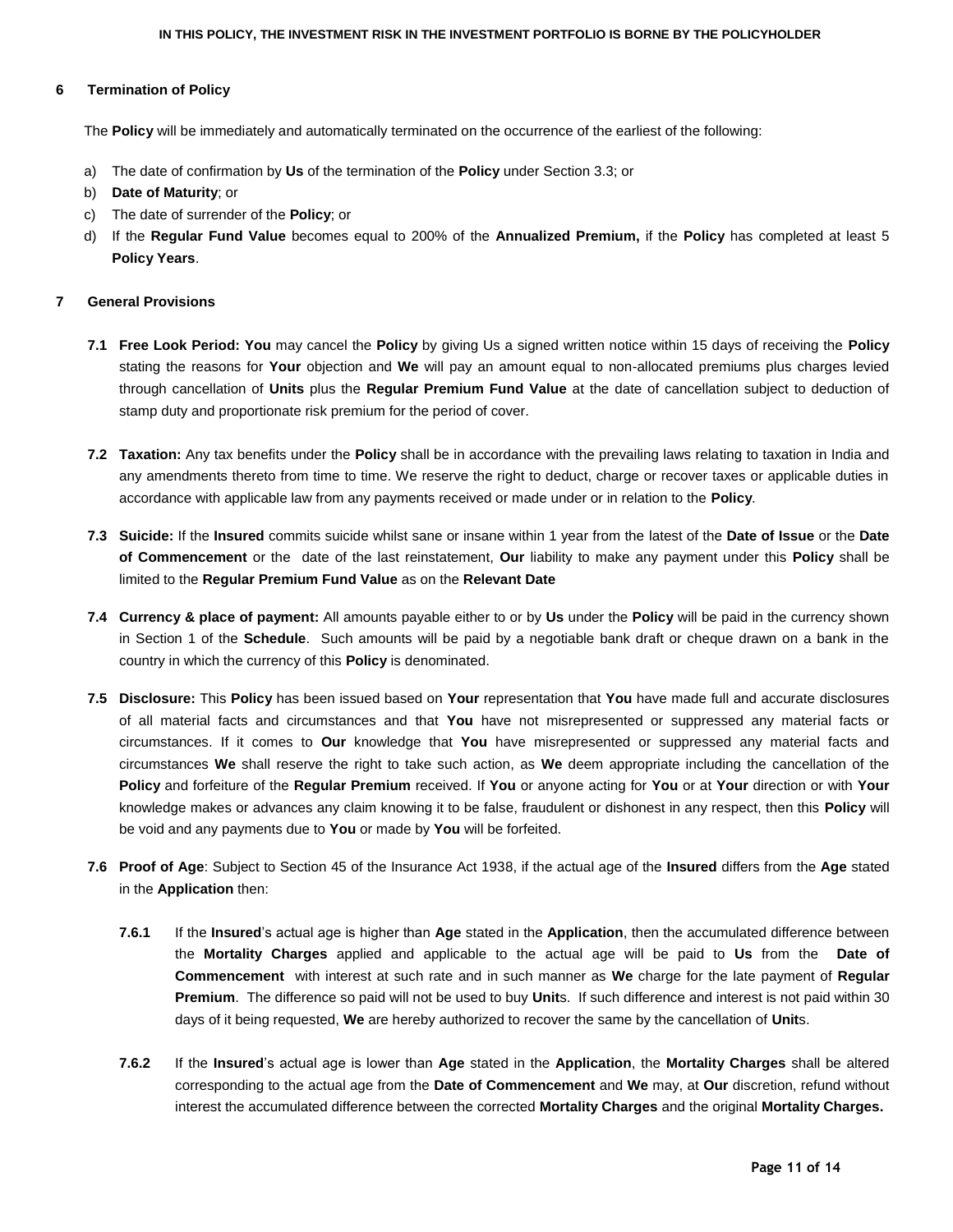## 6 Termination of Policy

The **Policy** will be immediately and automatically terminated on the occurrence of the earliest of the following:

a) The date of confirmation by **Us** of the termination of the **Policy** under Section 3.3; or

b) **Date of Maturity**; or

c) The date of surrender of the **Policy**; or

d) If the **Regular Fund Value** becomes equal to 200% of the **Annualized Premium,** if the **Policy** has completed at least 5 **Policy Years**.

## 7 General Provisions

**7.1 Free Look Period: You** may cancel the **Policy** by giving Us a signed written notice within 15 days of receiving the **Policy** stating the reasons for **Your** objection and **We** will pay an amount equal to non-allocated premiums plus charges levied through cancellation of **Units** plus the **Regular Premium Fund Value** at the date of cancellation subject to deduction of stamp duty and proportionate risk premium for the period of cover.

**7.2 Taxation:** Any tax benefits under the **Policy** shall be in accordance with the prevailing laws relating to taxation in India and any amendments thereto from time to time. We reserve the right to deduct, charge or recover taxes or applicable duties in accordance with applicable law from any payments received or made under or in relation to the **Policy**.

**7.3 Suicide:** If the **Insured** commits suicide whilst sane or insane within 1 year from the latest of the **Date of Issue** or the **Date of Commencement** or the date of the last reinstatement, **Our** liability to make any payment under this **Policy** shall be limited to the **Regular Premium Fund Value** as on the **Relevant Date**

**7.4 Currency & place of payment:** All amounts payable either to or by **Us** under the **Policy** will be paid in the currency shown in Section 1 of the **Schedule**. Such amounts will be paid by a negotiable bank draft or cheque drawn on a bank in the country in which the currency of this **Policy** is denominated.

**7.5 Disclosure:** This **Policy** has been issued based on **Your** representation that **You** have made full and accurate disclosures of all material facts and circumstances and that **You** have not misrepresented or suppressed any material facts or circumstances. If it comes to **Our** knowledge that **You** have misrepresented or suppressed any material facts and circumstances **We** shall reserve the right to take such action, as **We** deem appropriate including the cancellation of the **Policy** and forfeiture of the **Regular Premium** received. If **You** or anyone acting for **You** or at **Your** direction or with **Your** knowledge makes or advances any claim knowing it to be false, fraudulent or dishonest in any respect, then this **Policy** will be void and any payments due to **You** or made by **You** will be forfeited.

**7.6 Proof of Age**: Subject to Section 45 of the Insurance Act 1938, if the actual age of the **Insured** differs from the **Age** stated in the **Application** then:

**7.6.1** If the **Insured**'s actual age is higher than **Age** stated in the **Application**, then the accumulated difference between the **Mortality Charges** applied and applicable to the actual age will be paid to **Us** from the **Date of Commencement** with interest at such rate and in such manner as **We** charge for the late payment of **Regular Premium**. The difference so paid will not be used to buy **Unit**s. If such difference and interest is not paid within 30 days of it being requested, **We** are hereby authorized to recover the same by the cancellation of **Unit**s.

**7.6.2** If the **Insured**'s actual age is lower than **Age** stated in the **Application**, the **Mortality Charges** shall be altered corresponding to the actual age from the **Date of Commencement** and **We** may, at **Our** discretion, refund without interest the accumulated difference between the corrected **Mortality Charges** and the original **Mortality Charges.**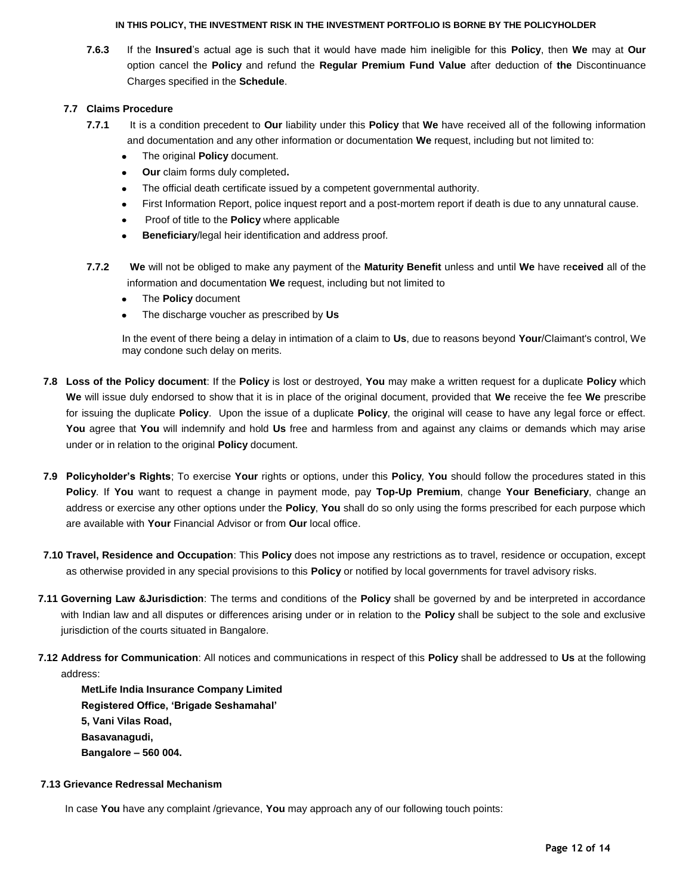**7.6.3** If the **Insured**'s actual age is such that it would have made him ineligible for this **Policy**, then **We** may at **Our** option cancel the **Policy** and refund the **Regular Premium Fund Value** after deduction of **the** Discontinuance Charges specified in the **Schedule**.

### 7.7 Claims Procedure

**7.7.1** It is a condition precedent to **Our** liability under this **Policy** that **We** have received all of the following information and documentation and any other information or documentation **We** request, including but not limited to:

- The original **Policy** document.
- **Our** claim forms duly completed**.**
- The official death certificate issued by a competent governmental authority.
- First Information Report, police inquest report and a post-mortem report if death is due to any unnatural cause.
- Proof of title to the **Policy** where applicable
- **Beneficiary**/legal heir identification and address proof.

**7.7.2** **We** will not be obliged to make any payment of the **Maturity Benefit** unless and until **We** have re**ceived** all of the information and documentation **We** request, including but not limited to

- The **Policy** document
- The discharge voucher as prescribed by **Us**

In the event of there being a delay in intimation of a claim to **Us**, due to reasons beyond **Your**/Claimant's control, We may condone such delay on merits.

**7.8 Loss of the Policy document**: If the **Policy** is lost or destroyed, **You** may make a written request for a duplicate **Policy** which **We** will issue duly endorsed to show that it is in place of the original document, provided that **We** receive the fee **We** prescribe for issuing the duplicate **Policy**. Upon the issue of a duplicate **Policy**, the original will cease to have any legal force or effect. **You** agree that **You** will indemnify and hold **Us** free and harmless from and against any claims or demands which may arise under or in relation to the original **Policy** document.

**7.9 Policyholder's Rights**; To exercise **Your** rights or options, under this **Policy**, **You** should follow the procedures stated in this **Policy**. If **You** want to request a change in payment mode, pay **Top-Up Premium**, change **Your Beneficiary**, change an address or exercise any other options under the **Policy**, **You** shall do so only using the forms prescribed for each purpose which are available with **Your** Financial Advisor or from **Our** local office.

**7.10 Travel, Residence and Occupation**: This **Policy** does not impose any restrictions as to travel, residence or occupation, except as otherwise provided in any special provisions to this **Policy** or notified by local governments for travel advisory risks.

**7.11 Governing Law &Jurisdiction**: The terms and conditions of the **Policy** shall be governed by and be interpreted in accordance with Indian law and all disputes or differences arising under or in relation to the **Policy** shall be subject to the sole and exclusive jurisdiction of the courts situated in Bangalore.

**7.12 Address for Communication**: All notices and communications in respect of this **Policy** shall be addressed to **Us** at the following address:

**MetLife India Insurance Company Limited**
**Registered Office, 'Brigade Seshamahal'**
**5, Vani Vilas Road,**
**Basavanagudi,**
**Bangalore – 560 004.**

### 7.13 Grievance Redressal Mechanism

In case **You** have any complaint /grievance, **You** may approach any of our following touch points: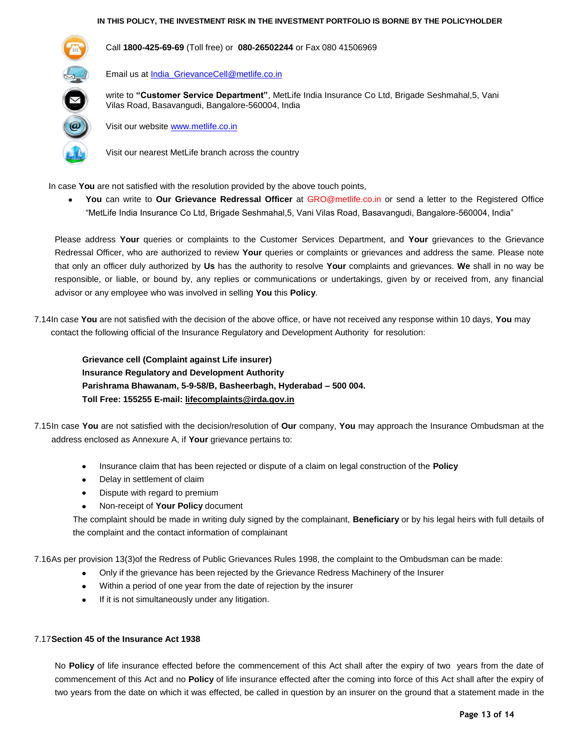IN THIS POLICY, THE INVESTMENT RISK IN THE INVESTMENT PORTFOLIO IS BORNE BY THE POLICYHOLDER

Call **1800-425-69-69** (Toll free) or **080-26502244** or Fax 080 41506969

Email us at India_GrievanceCell@metlife.co.in

write to **"Customer Service Department"**, MetLife India Insurance Co Ltd, Brigade Seshmahal,5, Vani Vilas Road, Basavangudi, Bangalore-560004, India

Visit our website www.metlife.co.in

Visit our nearest MetLife branch across the country

In case **You** are not satisfied with the resolution provided by the above touch points,

- **You** can write to **Our Grievance Redressal Officer** at GRO@metlife.co.in or send a letter to the Registered Office "MetLife India Insurance Co Ltd, Brigade Seshmahal,5, Vani Vilas Road, Basavangudi, Bangalore-560004, India"

Please address **Your** queries or complaints to the Customer Services Department, and **Your** grievances to the Grievance Redressal Officer, who are authorized to review **Your** queries or complaints or grievances and address the same. Please note that only an officer duly authorized by **Us** has the authority to resolve **Your** complaints and grievances. **We** shall in no way be responsible, or liable, or bound by, any replies or communications or undertakings, given by or received from, any financial advisor or any employee who was involved in selling **You** this **Policy**.

7.14 In case **You** are not satisfied with the decision of the above office, or have not received any response within 10 days, **You** may contact the following official of the Insurance Regulatory and Development Authority for resolution:

**Grievance cell (Complaint against Life insurer)**
**Insurance Regulatory and Development Authority**
**Parishrama Bhawanam, 5-9-58/B, Basheerbagh, Hyderabad – 500 004.**
**Toll Free: 155255 E-mail: lifecomplaints@irda.gov.in**

7.15 In case **You** are not satisfied with the decision/resolution of **Our** company, **You** may approach the Insurance Ombudsman at the address enclosed as Annexure A, if **Your** grievance pertains to:

- Insurance claim that has been rejected or dispute of a claim on legal construction of the **Policy**
- Delay in settlement of claim
- Dispute with regard to premium
- Non-receipt of **Your Policy** document

The complaint should be made in writing duly signed by the complainant, **Beneficiary** or by his legal heirs with full details of the complaint and the contact information of complainant

7.16 As per provision 13(3)of the Redress of Public Grievances Rules 1998, the complaint to the Ombudsman can be made:

- Only if the grievance has been rejected by the Grievance Redress Machinery of the Insurer
- Within a period of one year from the date of rejection by the insurer
- If it is not simultaneously under any litigation.

7.17 **Section 45 of the Insurance Act 1938**

No **Policy** of life insurance effected before the commencement of this Act shall after the expiry of two years from the date of commencement of this Act and no **Policy** of life insurance effected after the coming into force of this Act shall after the expiry of two years from the date on which it was effected, be called in question by an insurer on the ground that a statement made in the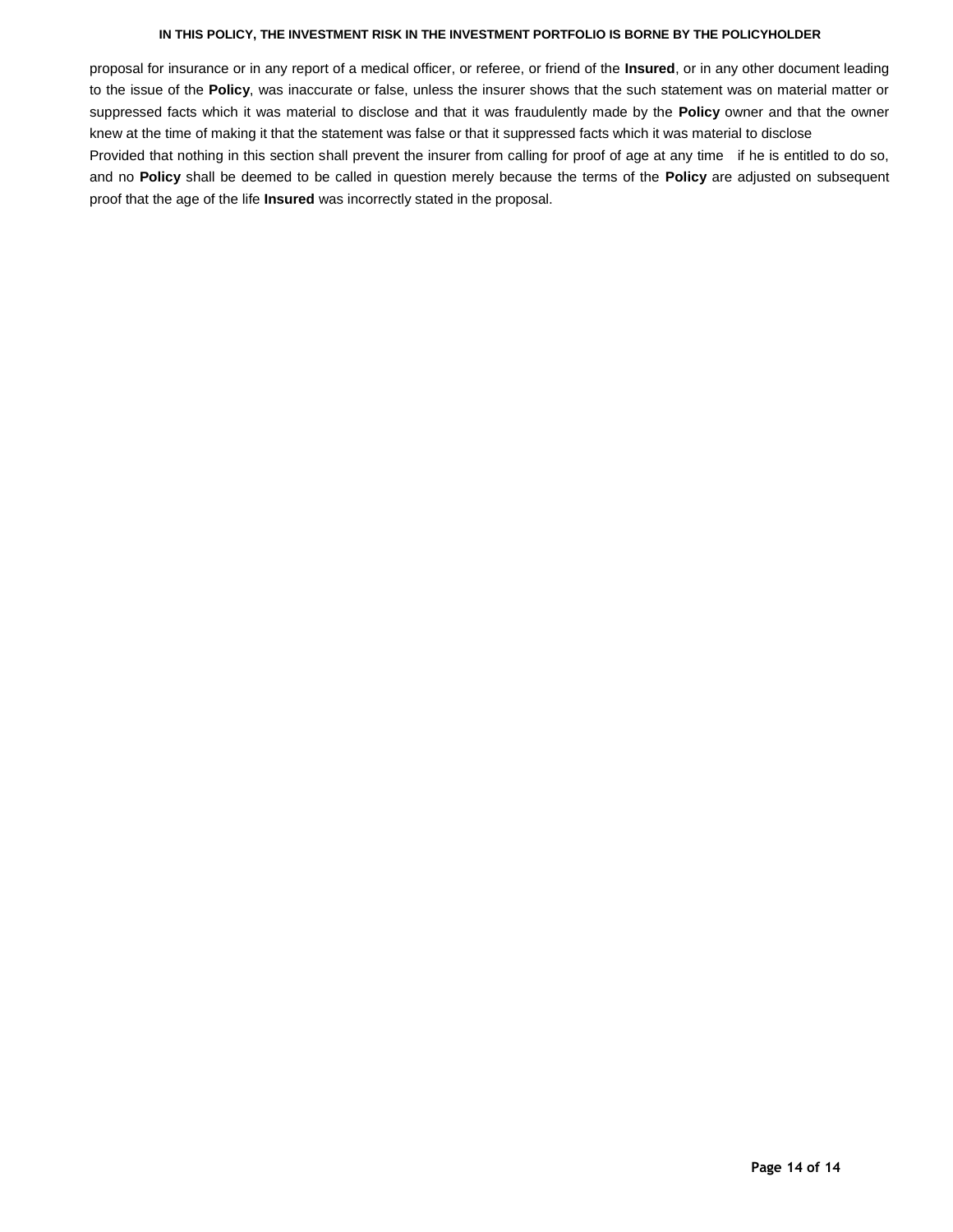proposal for insurance or in any report of a medical officer, or referee, or friend of the **Insured**, or in any other document leading to the issue of the **Policy**, was inaccurate or false, unless the insurer shows that the such statement was on material matter or suppressed facts which it was material to disclose and that it was fraudulently made by the **Policy** owner and that the owner knew at the time of making it that the statement was false or that it suppressed facts which it was material to disclose

Provided that nothing in this section shall prevent the insurer from calling for proof of age at any time if he is entitled to do so, and no **Policy** shall be deemed to be called in question merely because the terms of the **Policy** are adjusted on subsequent proof that the age of the life **Insured** was incorrectly stated in the proposal.